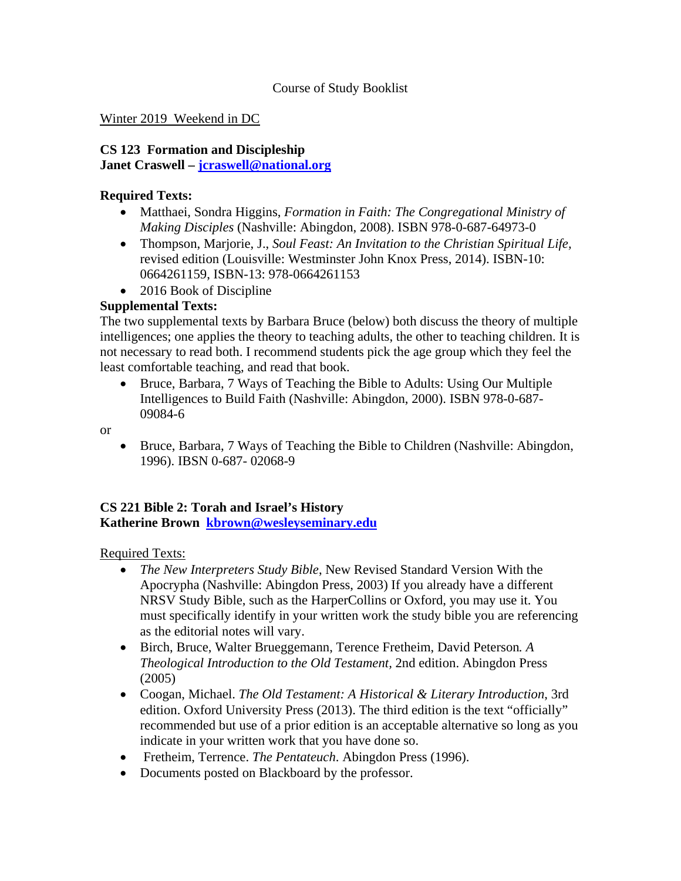Course of Study Booklist

Winter 2019 Weekend in DC

**CS 123 Formation and Discipleship**
**Janet Craswell – jcraswell@national.org**

**Required Texts:**

- Matthaei, Sondra Higgins, *Formation in Faith: The Congregational Ministry of Making Disciples* (Nashville: Abingdon, 2008). ISBN 978-0-687-64973-0
- Thompson, Marjorie, J., *Soul Feast: An Invitation to the Christian Spiritual Life*, revised edition (Louisville: Westminster John Knox Press, 2014). ISBN-10: 0664261159, ISBN-13: 978-0664261153
- 2016 Book of Discipline

**Supplemental Texts:**

The two supplemental texts by Barbara Bruce (below) both discuss the theory of multiple intelligences; one applies the theory to teaching adults, the other to teaching children. It is not necessary to read both. I recommend students pick the age group which they feel the least comfortable teaching, and read that book.

- Bruce, Barbara, 7 Ways of Teaching the Bible to Adults: Using Our Multiple Intelligences to Build Faith (Nashville: Abingdon, 2000). ISBN 978-0-687-09084-6

or

- Bruce, Barbara, 7 Ways of Teaching the Bible to Children (Nashville: Abingdon, 1996). IBSN 0-687- 02068-9

**CS 221 Bible 2: Torah and Israel's History**
**Katherine Brown kbrown@wesleyseminary.edu**

Required Texts:

- *The New Interpreters Study Bible*, New Revised Standard Version With the Apocrypha (Nashville: Abingdon Press, 2003) If you already have a different NRSV Study Bible, such as the HarperCollins or Oxford, you may use it. You must specifically identify in your written work the study bible you are referencing as the editorial notes will vary.
- Birch, Bruce, Walter Brueggemann, Terence Fretheim, David Peterson*.* *A Theological Introduction to the Old Testament,* 2nd edition. Abingdon Press (2005)
- Coogan, Michael. *The Old Testament: A Historical & Literary Introduction*, 3rd edition. Oxford University Press (2013). The third edition is the text "officially" recommended but use of a prior edition is an acceptable alternative so long as you indicate in your written work that you have done so.
- Fretheim, Terrence. *The Pentateuch*. Abingdon Press (1996).
- Documents posted on Blackboard by the professor.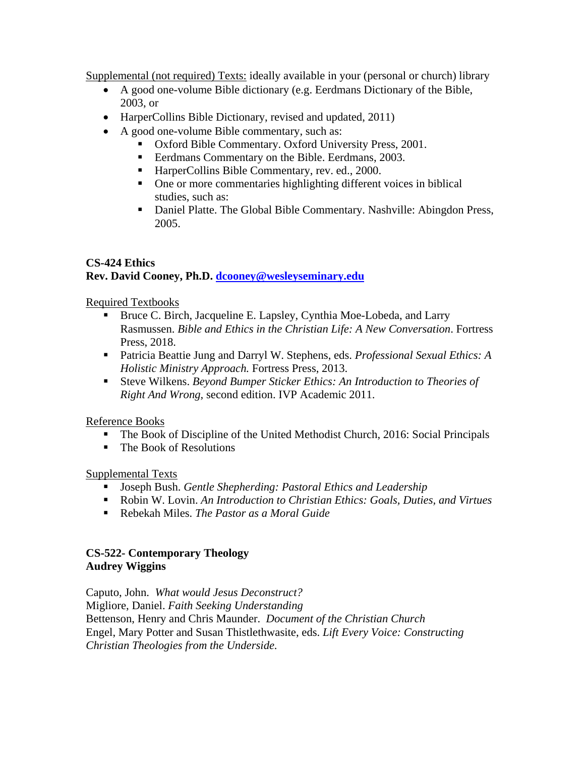Supplemental (not required) Texts: ideally available in your (personal or church) library

- A good one-volume Bible dictionary (e.g. Eerdmans Dictionary of the Bible, 2003, or
- HarperCollins Bible Dictionary, revised and updated, 2011)
- A good one-volume Bible commentary, such as:
  - Oxford Bible Commentary. Oxford University Press, 2001.
  - Eerdmans Commentary on the Bible. Eerdmans, 2003.
  - HarperCollins Bible Commentary, rev. ed., 2000.
  - One or more commentaries highlighting different voices in biblical studies, such as:
  - Daniel Platte. The Global Bible Commentary. Nashville: Abingdon Press, 2005.

**CS-424 Ethics**
**Rev. David Cooney, Ph.D. [dcooney@wesleyseminary.edu](mailto:dcooney@wesleyseminary.edu)**

Required Textbooks

- Bruce C. Birch, Jacqueline E. Lapsley, Cynthia Moe-Lobeda, and Larry Rasmussen. *Bible and Ethics in the Christian Life: A New Conversation*. Fortress Press, 2018.
- Patricia Beattie Jung and Darryl W. Stephens, eds. *Professional Sexual Ethics: A Holistic Ministry Approach.* Fortress Press, 2013.
- Steve Wilkens. *Beyond Bumper Sticker Ethics: An Introduction to Theories of Right And Wrong*, second edition. IVP Academic 2011.

Reference Books

- The Book of Discipline of the United Methodist Church, 2016: Social Principals
- The Book of Resolutions

Supplemental Texts

- Joseph Bush. *Gentle Shepherding: Pastoral Ethics and Leadership*
- Robin W. Lovin. *An Introduction to Christian Ethics: Goals, Duties, and Virtues*
- Rebekah Miles. *The Pastor as a Moral Guide*

**CS-522- Contemporary Theology**
**Audrey Wiggins**

Caputo, John. *What would Jesus Deconstruct?*
Migliore, Daniel. *Faith Seeking Understanding*
Bettenson, Henry and Chris Maunder. *Document of the Christian Church*
Engel, Mary Potter and Susan Thistlethwasite, eds. *Lift Every Voice: Constructing Christian Theologies from the Underside.*